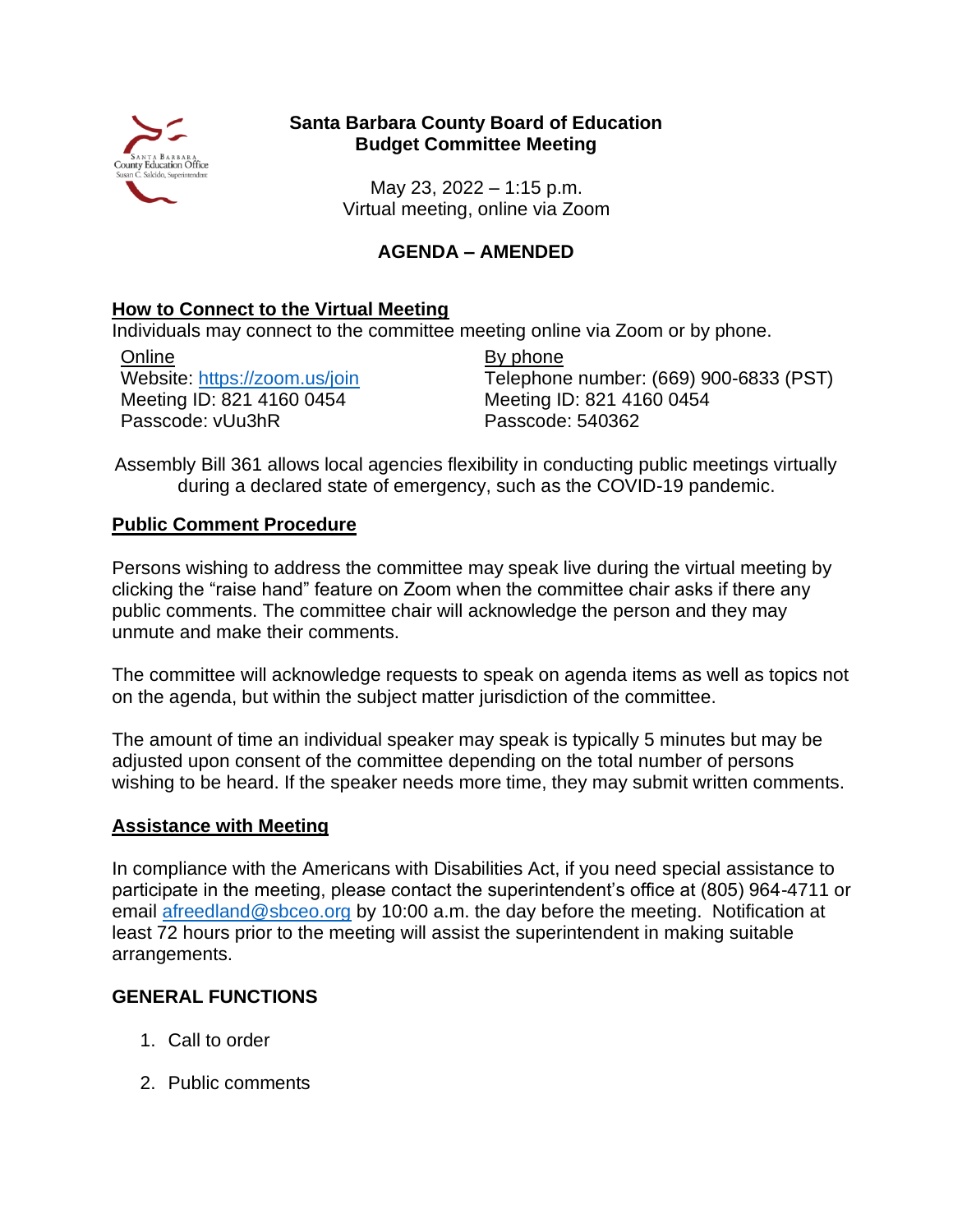# Santa Barbara County Board of Education
## Budget Committee Meeting

May 23, 2022 – 1:15 p.m.
Virtual meeting, online via Zoom

**AGENDA – AMENDED**

### How to Connect to the Virtual Meeting

Individuals may connect to the committee meeting online via Zoom or by phone.

Online
Website: https://zoom.us/join
Meeting ID: 821 4160 0454
Passcode: vUu3hR

By phone
Telephone number: (669) 900-6833 (PST)
Meeting ID: 821 4160 0454
Passcode: 540362

Assembly Bill 361 allows local agencies flexibility in conducting public meetings virtually during a declared state of emergency, such as the COVID-19 pandemic.

### Public Comment Procedure

Persons wishing to address the committee may speak live during the virtual meeting by clicking the "raise hand" feature on Zoom when the committee chair asks if there any public comments. The committee chair will acknowledge the person and they may unmute and make their comments.

The committee will acknowledge requests to speak on agenda items as well as topics not on the agenda, but within the subject matter jurisdiction of the committee.

The amount of time an individual speaker may speak is typically 5 minutes but may be adjusted upon consent of the committee depending on the total number of persons wishing to be heard. If the speaker needs more time, they may submit written comments.

### Assistance with Meeting

In compliance with the Americans with Disabilities Act, if you need special assistance to participate in the meeting, please contact the superintendent's office at (805) 964-4711 or email afreedland@sbceo.org by 10:00 a.m. the day before the meeting. Notification at least 72 hours prior to the meeting will assist the superintendent in making suitable arrangements.

### GENERAL FUNCTIONS

1. Call to order
2. Public comments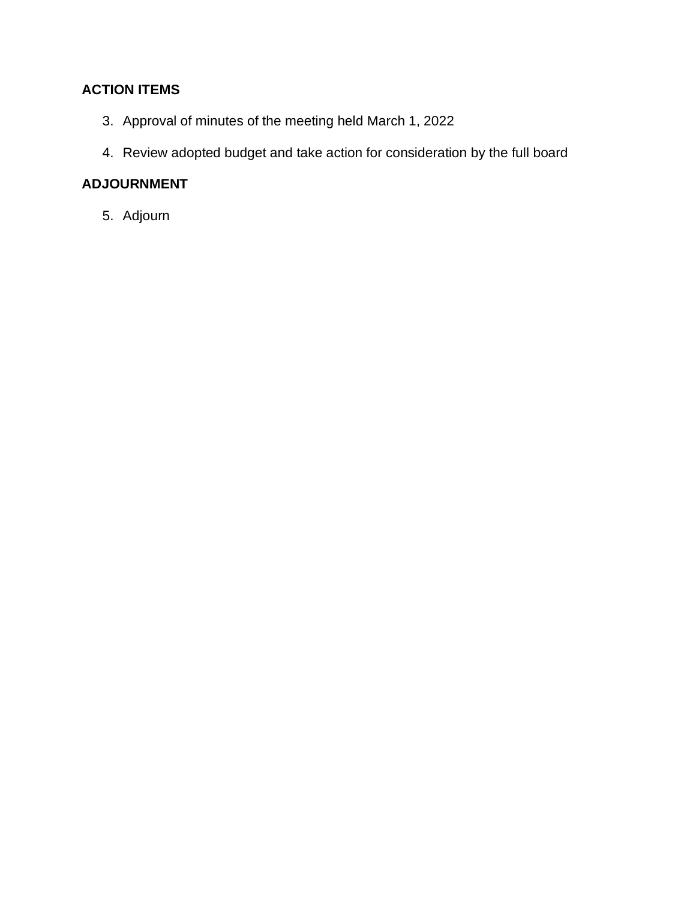**ACTION ITEMS**

3. Approval of minutes of the meeting held March 1, 2022

4. Review adopted budget and take action for consideration by the full board

**ADJOURNMENT**

5. Adjourn